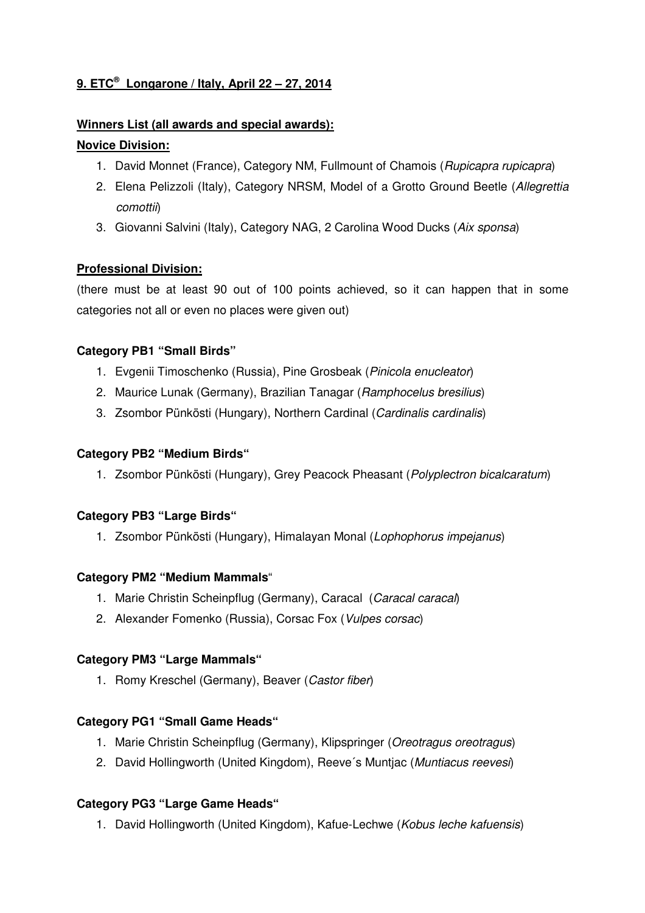# 9. ETC® Longarone / Italy, April 22 – 27, 2014

## Winners List (all awards and special awards):

### Novice Division:

1. David Monnet (France), Category NM, Fullmount of Chamois (*Rupicapra rupicapra*)
2. Elena Pelizzoli (Italy), Category NRSM, Model of a Grotto Ground Beetle (*Allegrettia comottii*)
3. Giovanni Salvini (Italy), Category NAG, 2 Carolina Wood Ducks (*Aix sponsa*)

### Professional Division:

(there must be at least 90 out of 100 points achieved, so it can happen that in some categories not all or even no places were given out)

**Category PB1 "Small Birds"**

1. Evgenii Timoschenko (Russia), Pine Grosbeak (*Pinicola enucleator*)
2. Maurice Lunak (Germany), Brazilian Tanagar (*Ramphocelus bresilius*)
3. Zsombor Pünkösti (Hungary), Northern Cardinal (*Cardinalis cardinalis*)

**Category PB2 "Medium Birds"**

1. Zsombor Pünkösti (Hungary), Grey Peacock Pheasant (*Polyplectron bicalcaratum*)

**Category PB3 "Large Birds"**

1. Zsombor Pünkösti (Hungary), Himalayan Monal (*Lophophorus impejanus*)

**Category PM2 "Medium Mammals"**

1. Marie Christin Scheinpflug (Germany), Caracal (*Caracal caracal*)
2. Alexander Fomenko (Russia), Corsac Fox (*Vulpes corsac*)

**Category PM3 "Large Mammals"**

1. Romy Kreschel (Germany), Beaver (*Castor fiber*)

**Category PG1 "Small Game Heads"**

1. Marie Christin Scheinpflug (Germany), Klipspringer (*Oreotragus oreotragus*)
2. David Hollingworth (United Kingdom), Reeve´s Muntjac (*Muntiacus reevesi*)

**Category PG3 "Large Game Heads"**

1. David Hollingworth (United Kingdom), Kafue-Lechwe (*Kobus leche kafuensis*)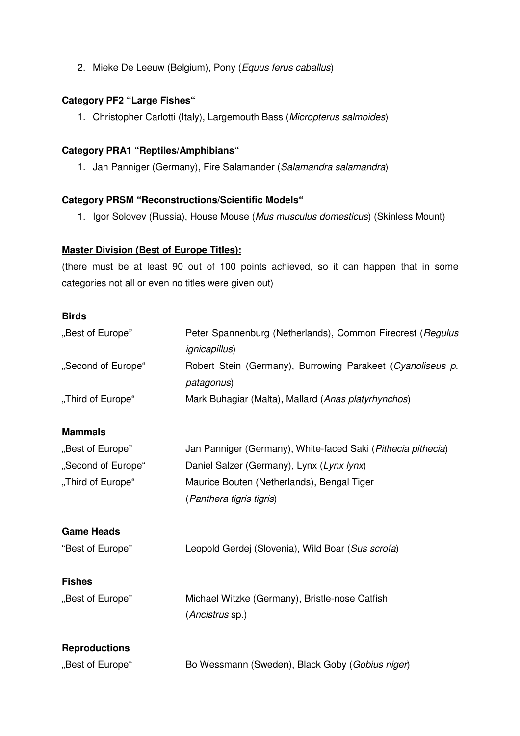2. Mieke De Leeuw (Belgium), Pony (*Equus ferus caballus*)

**Category PF2 "Large Fishes"**

1. Christopher Carlotti (Italy), Largemouth Bass (*Micropterus salmoides*)

**Category PRA1 "Reptiles/Amphibians"**

1. Jan Panniger (Germany), Fire Salamander (*Salamandra salamandra*)

**Category PRSM "Reconstructions/Scientific Models"**

1. Igor Solovev (Russia), House Mouse (*Mus musculus domesticus*) (Skinless Mount)

**<u>Master Division (Best of Europe Titles):</u>**

(there must be at least 90 out of 100 points achieved, so it can happen that in some categories not all or even no titles were given out)

**Birds**

| | |
|---|---|
| „Best of Europe" | Peter Spannenburg (Netherlands), Common Firecrest (*Regulus ignicapillus*) |
| „Second of Europe" | Robert Stein (Germany), Burrowing Parakeet (*Cyanoliseus p. patagonus*) |
| „Third of Europe" | Mark Buhagiar (Malta), Mallard (*Anas platyrhynchos*) |

**Mammals**

| | |
|---|---|
| „Best of Europe" | Jan Panniger (Germany), White-faced Saki (*Pithecia pithecia*) |
| „Second of Europe" | Daniel Salzer (Germany), Lynx (*Lynx lynx*) |
| „Third of Europe" | Maurice Bouten (Netherlands), Bengal Tiger (*Panthera tigris tigris*) |

**Game Heads**

| | |
|---|---|
| "Best of Europe" | Leopold Gerdej (Slovenia), Wild Boar (*Sus scrofa*) |

**Fishes**

| | |
|---|---|
| „Best of Europe" | Michael Witzke (Germany), Bristle-nose Catfish (*Ancistrus* sp.) |

**Reproductions**

| | |
|---|---|
| „Best of Europe" | Bo Wessmann (Sweden), Black Goby (*Gobius niger*) |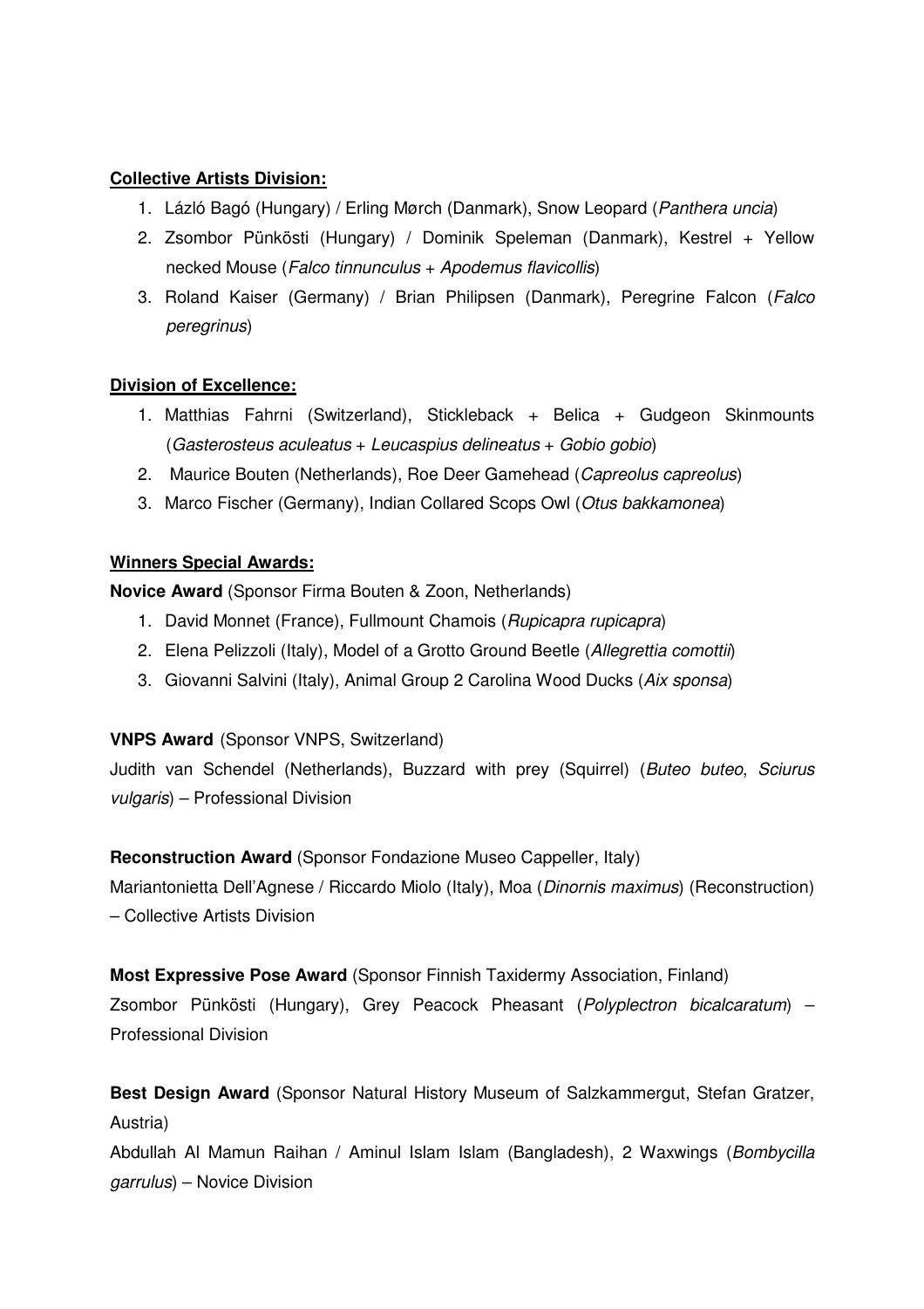**Collective Artists Division:**

1. Lázló Bagó (Hungary) / Erling Mørch (Danmark), Snow Leopard (*Panthera uncia*)
2. Zsombor Pünkösti (Hungary) / Dominik Speleman (Danmark), Kestrel + Yellow necked Mouse (*Falco tinnunculus* + *Apodemus flavicollis*)
3. Roland Kaiser (Germany) / Brian Philipsen (Danmark), Peregrine Falcon (*Falco peregrinus*)

**Division of Excellence:**

1. Matthias Fahrni (Switzerland), Stickleback + Belica + Gudgeon Skinmounts (*Gasterosteus aculeatus* + *Leucaspius delineatus* + *Gobio gobio*)
2. Maurice Bouten (Netherlands), Roe Deer Gamehead (*Capreolus capreolus*)
3. Marco Fischer (Germany), Indian Collared Scops Owl (*Otus bakkamonea*)

**Winners Special Awards:**

**Novice Award** (Sponsor Firma Bouten & Zoon, Netherlands)

1. David Monnet (France), Fullmount Chamois (*Rupicapra rupicapra*)
2. Elena Pelizzoli (Italy), Model of a Grotto Ground Beetle (*Allegrettia comottii*)
3. Giovanni Salvini (Italy), Animal Group 2 Carolina Wood Ducks (*Aix sponsa*)

**VNPS Award** (Sponsor VNPS, Switzerland)

Judith van Schendel (Netherlands), Buzzard with prey (Squirrel) (*Buteo buteo*, *Sciurus vulgaris*) – Professional Division

**Reconstruction Award** (Sponsor Fondazione Museo Cappeller, Italy)

Mariantonietta Dell'Agnese / Riccardo Miolo (Italy), Moa (*Dinornis maximus*) (Reconstruction) – Collective Artists Division

**Most Expressive Pose Award** (Sponsor Finnish Taxidermy Association, Finland)

Zsombor Pünkösti (Hungary), Grey Peacock Pheasant (*Polyplectron bicalcaratum*) – Professional Division

**Best Design Award** (Sponsor Natural History Museum of Salzkammergut, Stefan Gratzer, Austria)

Abdullah Al Mamun Raihan / Aminul Islam Islam (Bangladesh), 2 Waxwings (*Bombycilla garrulus*) – Novice Division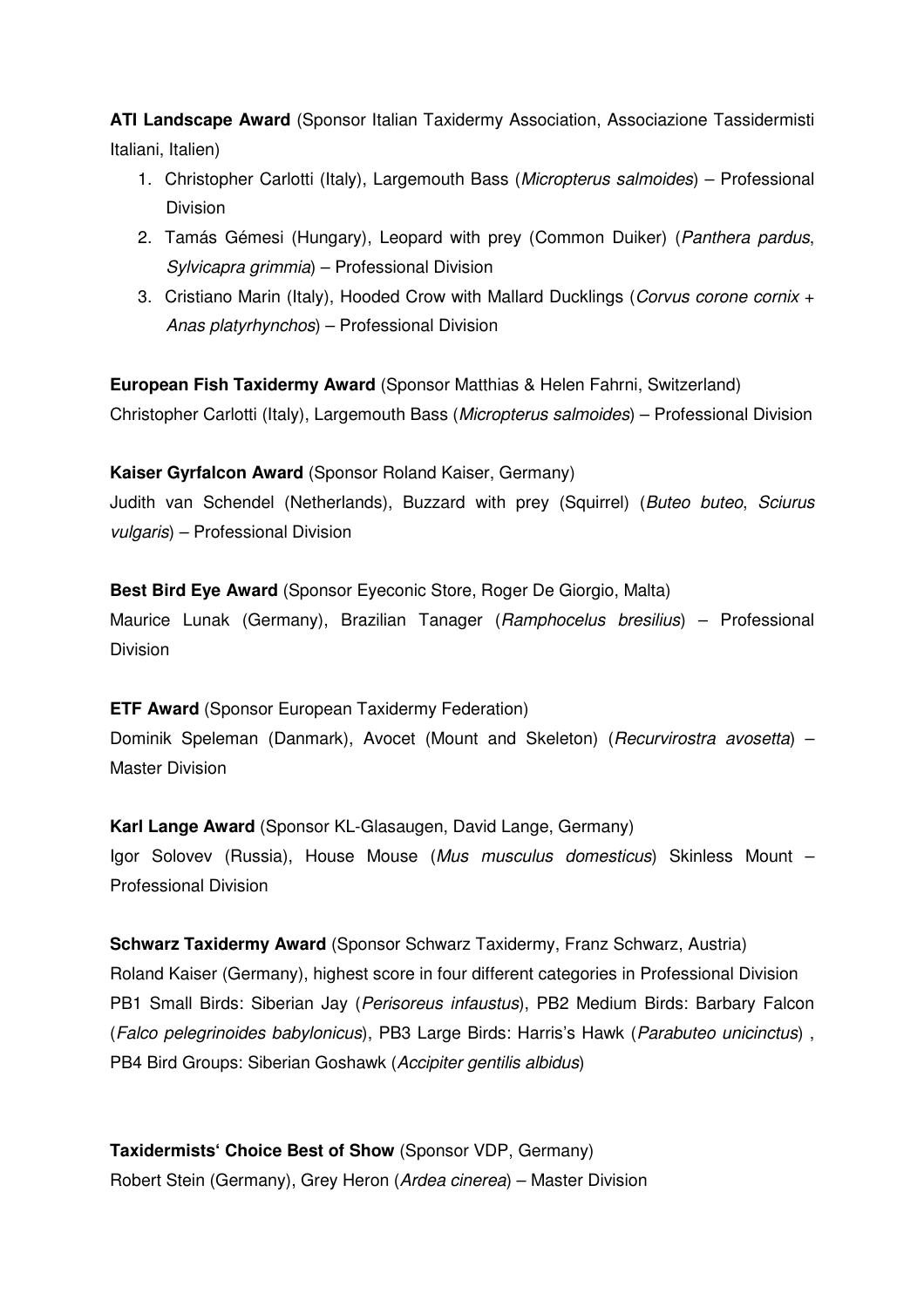**ATI Landscape Award** (Sponsor Italian Taxidermy Association, Associazione Tassidermisti Italiani, Italien)

1. Christopher Carlotti (Italy), Largemouth Bass (*Micropterus salmoides*) – Professional Division
2. Tamás Gémesi (Hungary), Leopard with prey (Common Duiker) (*Panthera pardus*, *Sylvicapra grimmia*) – Professional Division
3. Cristiano Marin (Italy), Hooded Crow with Mallard Ducklings (*Corvus corone cornix* + *Anas platyrhynchos*) – Professional Division

**European Fish Taxidermy Award** (Sponsor Matthias & Helen Fahrni, Switzerland)
Christopher Carlotti (Italy), Largemouth Bass (*Micropterus salmoides*) – Professional Division

**Kaiser Gyrfalcon Award** (Sponsor Roland Kaiser, Germany)
Judith van Schendel (Netherlands), Buzzard with prey (Squirrel) (*Buteo buteo*, *Sciurus vulgaris*) – Professional Division

**Best Bird Eye Award** (Sponsor Eyeconic Store, Roger De Giorgio, Malta)
Maurice Lunak (Germany), Brazilian Tanager (*Ramphocelus bresilius*) – Professional Division

**ETF Award** (Sponsor European Taxidermy Federation)
Dominik Speleman (Danmark), Avocet (Mount and Skeleton) (*Recurvirostra avosetta*) – Master Division

**Karl Lange Award** (Sponsor KL-Glasaugen, David Lange, Germany)
Igor Solovev (Russia), House Mouse (*Mus musculus domesticus*) Skinless Mount – Professional Division

**Schwarz Taxidermy Award** (Sponsor Schwarz Taxidermy, Franz Schwarz, Austria)
Roland Kaiser (Germany), highest score in four different categories in Professional Division PB1 Small Birds: Siberian Jay (*Perisoreus infaustus*), PB2 Medium Birds: Barbary Falcon (*Falco pelegrinoides babylonicus*), PB3 Large Birds: Harris's Hawk (*Parabuteo unicinctus*) , PB4 Bird Groups: Siberian Goshawk (*Accipiter gentilis albidus*)

**Taxidermists' Choice Best of Show** (Sponsor VDP, Germany)
Robert Stein (Germany), Grey Heron (*Ardea cinerea*) – Master Division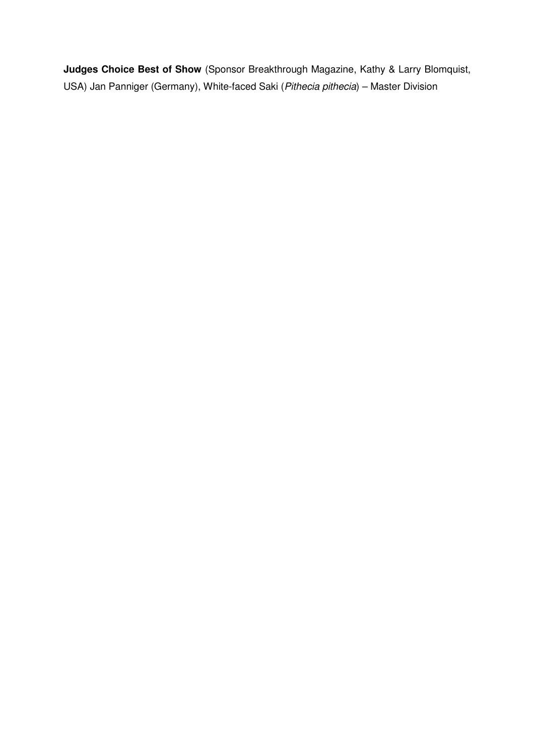**Judges Choice Best of Show** (Sponsor Breakthrough Magazine, Kathy & Larry Blomquist, USA) Jan Panniger (Germany), White-faced Saki (*Pithecia pithecia*) – Master Division